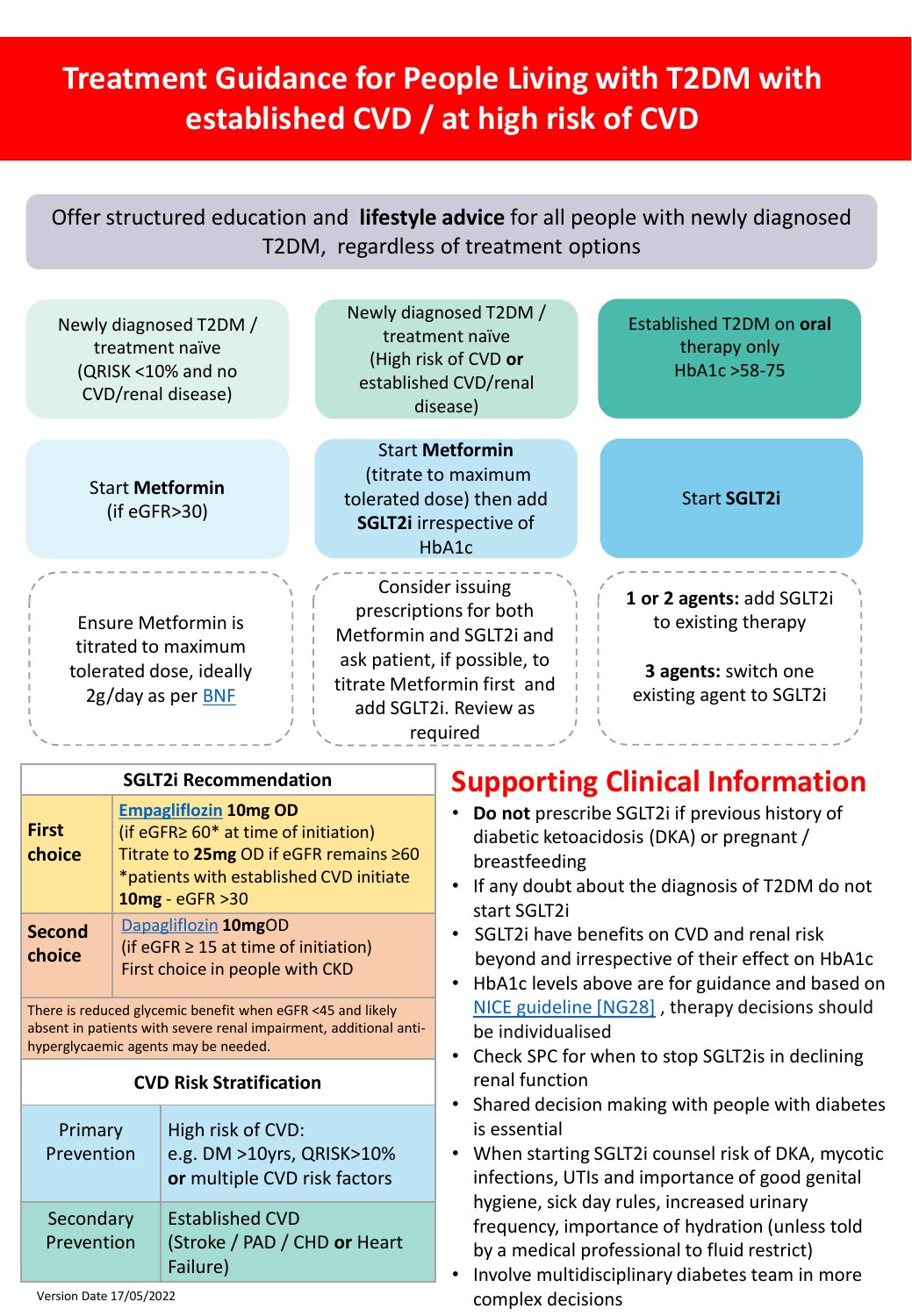# Treatment Guidance for People Living with T2DM with established CVD / at high risk of CVD

Offer structured education and **lifestyle advice** for all people with newly diagnosed T2DM, regardless of treatment options

| Newly diagnosed T2DM / treatment naïve (QRISK <10% and no CVD/renal disease) | Newly diagnosed T2DM / treatment naïve (High risk of CVD **or** established CVD/renal disease) | Established T2DM on **oral** therapy only HbA1c >58-75 |
|---|---|---|
| Start **Metformin** (if eGFR>30) | Start **Metformin** (titrate to maximum tolerated dose) then add **SGLT2i** irrespective of HbA1c | Start **SGLT2i** |
| Ensure Metformin is titrated to maximum tolerated dose, ideally 2g/day as per BNF | Consider issuing prescriptions for both Metformin and SGLT2i and ask patient, if possible, to titrate Metformin first and add SGLT2i. Review as required | **1 or 2 agents:** add SGLT2i to existing therapy<br><br>**3 agents:** switch one existing agent to SGLT2i |

| SGLT2i Recommendation | |
|---|---|
| **First choice** | **Empagliflozin 10mg OD**<br>(if eGFR≥ 60* at time of initiation)<br>Titrate to **25mg** OD if eGFR remains ≥60<br>*patients with established CVD initiate **10mg** - eGFR >30 |
| **Second choice** | Dapagliflozin **10mg**OD<br>(if eGFR ≥ 15 at time of initiation)<br>First choice in people with CKD |
| There is reduced glycemic benefit when eGFR <45 and likely absent in patients with severe renal impairment, additional anti-hyperglycaemic agents may be needed. | |

| CVD Risk Stratification | |
|---|---|
| Primary Prevention | High risk of CVD:<br>e.g. DM >10yrs, QRISK>10%<br>**or** multiple CVD risk factors |
| Secondary Prevention | Established CVD<br>(Stroke / PAD / CHD **or** Heart Failure) |

Version Date 17/05/2022

## Supporting Clinical Information

- **Do not** prescribe SGLT2i if previous history of diabetic ketoacidosis (DKA) or pregnant / breastfeeding
- If any doubt about the diagnosis of T2DM do not start SGLT2i
- SGLT2i have benefits on CVD and renal risk beyond and irrespective of their effect on HbA1c
- HbA1c levels above are for guidance and based on NICE guideline [NG28] , therapy decisions should be individualised
- Check SPC for when to stop SGLT2is in declining renal function
- Shared decision making with people with diabetes is essential
- When starting SGLT2i counsel risk of DKA, mycotic infections, UTIs and importance of good genital hygiene, sick day rules, increased urinary frequency, importance of hydration (unless told by a medical professional to fluid restrict)
- Involve multidisciplinary diabetes team in more complex decisions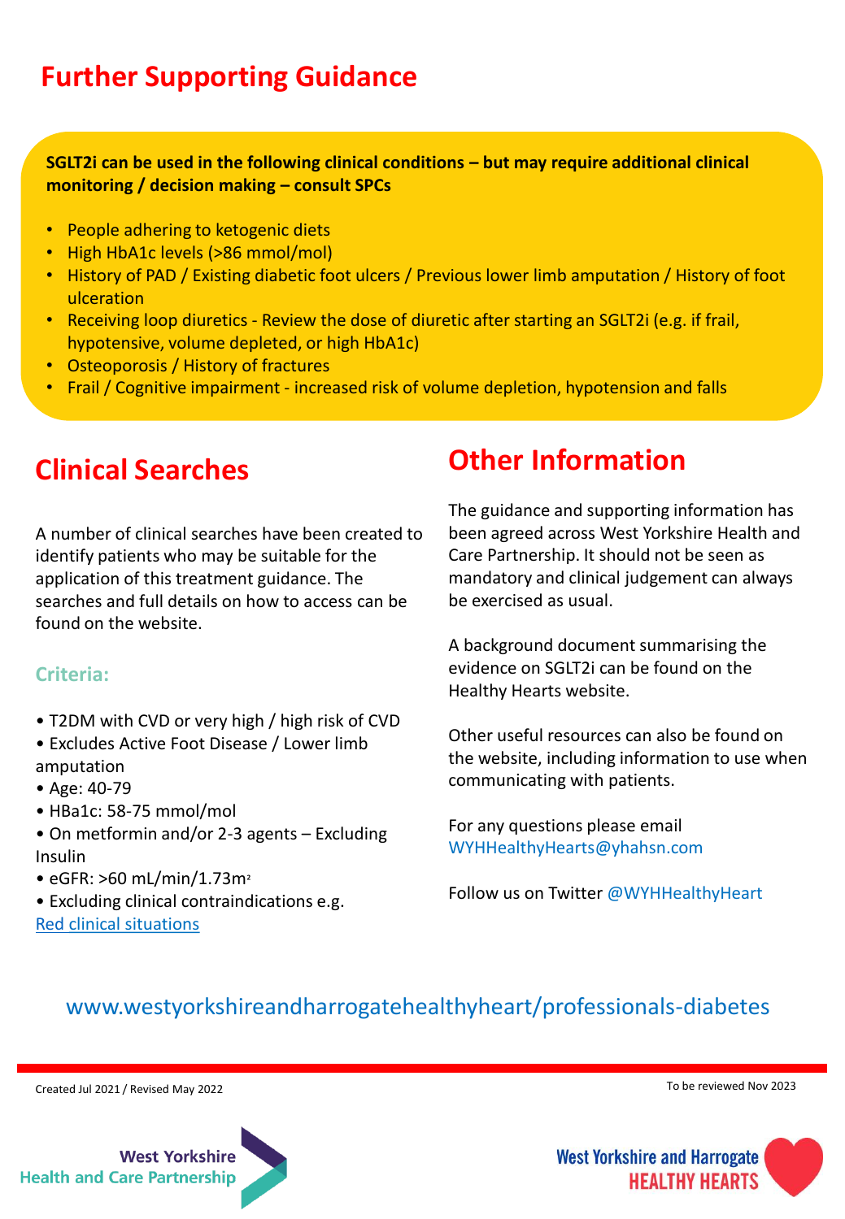# Further Supporting Guidance

**SGLT2i can be used in the following clinical conditions – but may require additional clinical monitoring / decision making – consult SPCs**

- People adhering to ketogenic diets
- High HbA1c levels (>86 mmol/mol)
- History of PAD / Existing diabetic foot ulcers / Previous lower limb amputation / History of foot ulceration
- Receiving loop diuretics - Review the dose of diuretic after starting an SGLT2i (e.g. if frail, hypotensive, volume depleted, or high HbA1c)
- Osteoporosis / History of fractures
- Frail / Cognitive impairment - increased risk of volume depletion, hypotension and falls

## Clinical Searches

A number of clinical searches have been created to identify patients who may be suitable for the application of this treatment guidance. The searches and full details on how to access can be found on the website.

### Criteria:

- T2DM with CVD or very high / high risk of CVD
- Excludes Active Foot Disease / Lower limb amputation
- Age: 40-79
- HBa1c: 58-75 mmol/mol
- On metformin and/or 2-3 agents – Excluding Insulin
- eGFR: >60 mL/min/1.73m$^2$
- Excluding clinical contraindications e.g. Red clinical situations

## Other Information

The guidance and supporting information has been agreed across West Yorkshire Health and Care Partnership. It should not be seen as mandatory and clinical judgement can always be exercised as usual.

A background document summarising the evidence on SGLT2i can be found on the Healthy Hearts website.

Other useful resources can also be found on the website, including information to use when communicating with patients.

For any questions please email WYHHealthyHearts@yhahsn.com

Follow us on Twitter @WYHHealthyHeart

www.westyorkshireandharrogatehealthyheart/professionals-diabetes

Created Jul 2021 / Revised May 2022

To be reviewed Nov 2023

West Yorkshire Health and Care Partnership

West Yorkshire and Harrogate HEALTHY HEARTS